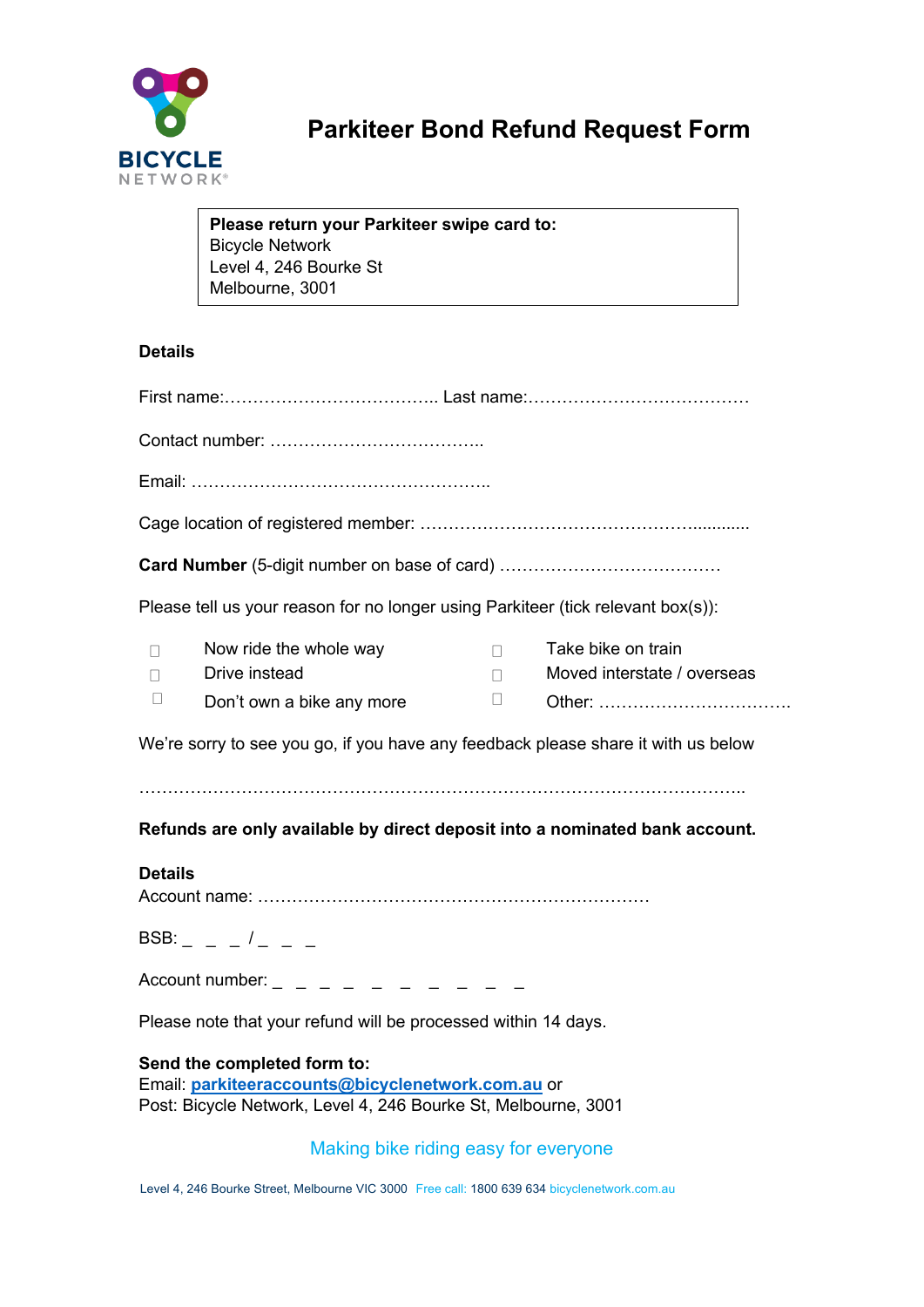BICYCLE NETWORK

# Parkiteer Bond Refund Request Form

**Please return your Parkiteer swipe card to:**
Bicycle Network
Level 4, 246 Bourke St
Melbourne, 3001

**Details**

First name:……………………………….. Last name:…………………………………

Contact number: ……………………………..

Email: ……………………………………………..

Cage location of registered member: ……………………………………….............

**Card Number** (5-digit number on base of card) …………………………………

Please tell us your reason for no longer using Parkiteer (tick relevant box(s)):

| | | | |
|---|---|---|---|
| ☐ | Now ride the whole way | ☐ | Take bike on train |
| ☐ | Drive instead | ☐ | Moved interstate / overseas |
| ☐ | Don't own a bike any more | ☐ | Other: …………………………… |

We're sorry to see you go, if you have any feedback please share it with us below

………………………………………………………………………………………..

**Refunds are only available by direct deposit into a nominated bank account.**

**Details**
Account name: ……………………………………………………………

BSB: _ _ _ / _ _ _

Account number: _ _ _ _ _ _ _ _ _ _

Please note that your refund will be processed within 14 days.

**Send the completed form to:**
Email: **parkiteeraccounts@bicyclenetwork.com.au** or
Post: Bicycle Network, Level 4, 246 Bourke St, Melbourne, 3001

Making bike riding easy for everyone

Level 4, 246 Bourke Street, Melbourne VIC 3000 Free call: 1800 639 634 bicyclenetwork.com.au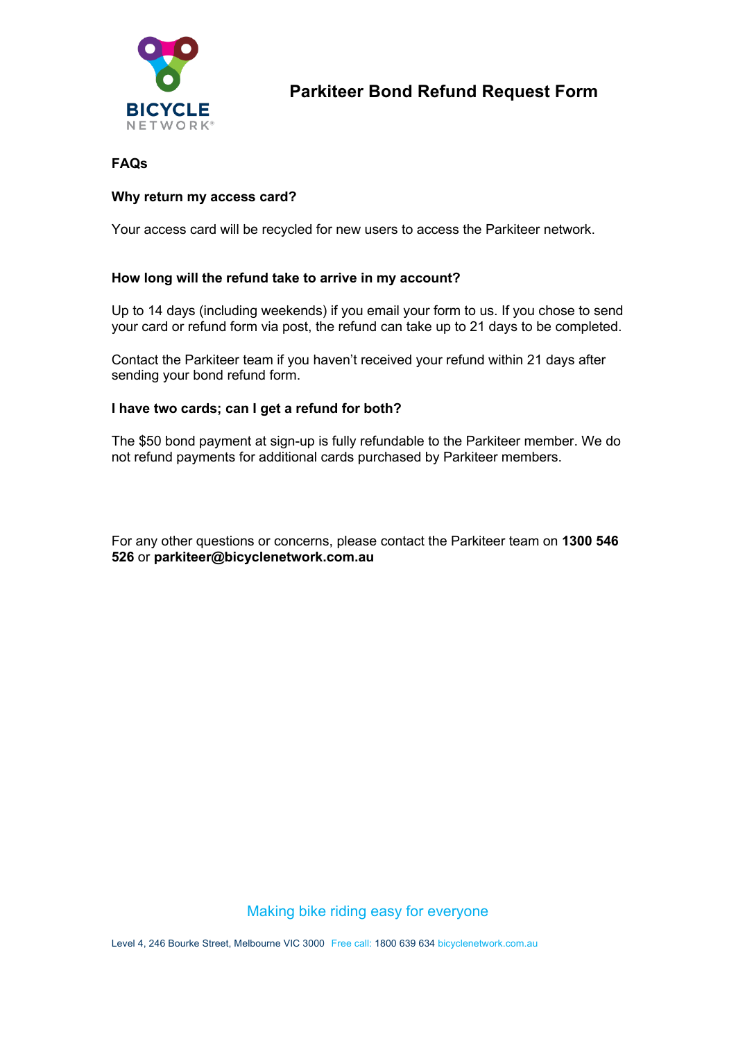# Parkiteer Bond Refund Request Form

## FAQs

### Why return my access card?

Your access card will be recycled for new users to access the Parkiteer network.

### How long will the refund take to arrive in my account?

Up to 14 days (including weekends) if you email your form to us. If you chose to send your card or refund form via post, the refund can take up to 21 days to be completed.

Contact the Parkiteer team if you haven't received your refund within 21 days after sending your bond refund form.

### I have two cards; can I get a refund for both?

The $50 bond payment at sign-up is fully refundable to the Parkiteer member. We do not refund payments for additional cards purchased by Parkiteer members.

For any other questions or concerns, please contact the Parkiteer team on **1300 546 526** or **parkiteer@bicyclenetwork.com.au**

Making bike riding easy for everyone

Level 4, 246 Bourke Street, Melbourne VIC 3000 Free call: 1800 639 634 bicyclenetwork.com.au